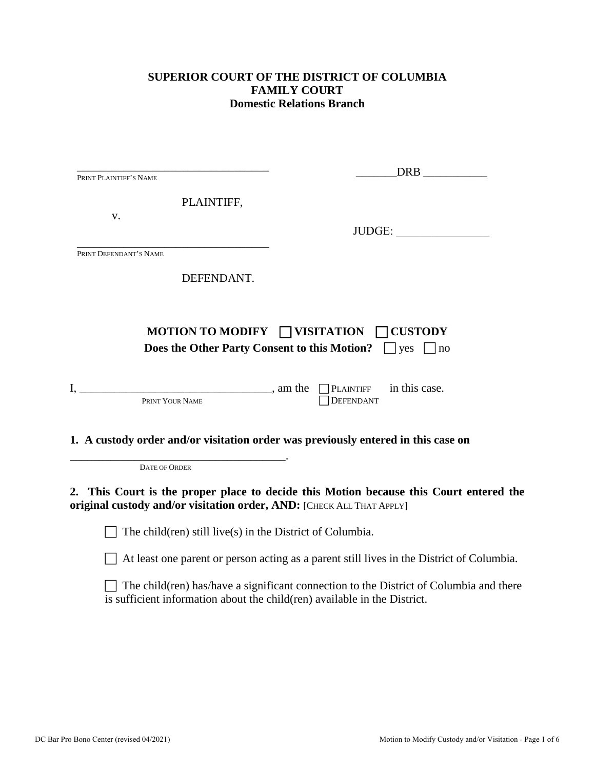**SUPERIOR COURT OF THE DISTRICT OF COLUMBIA**
**FAMILY COURT**
**Domestic Relations Branch**

\_\_\_\_\_\_\_\_\_\_\_\_\_\_\_\_\_\_\_\_\_\_\_\_\_\_\_\_\_\_\_\_\_\_\_\_ &nbsp;&nbsp;&nbsp;&nbsp; \_\_\_\_\_\_\_DRB \_\_\_\_\_\_\_\_\_\_\_
PRINT PLAINTIFF'S NAME

PLAINTIFF,

v.

JUDGE: \_\_\_\_\_\_\_\_\_\_\_\_\_\_\_\_

\_\_\_\_\_\_\_\_\_\_\_\_\_\_\_\_\_\_\_\_\_\_\_\_\_\_\_\_\_\_\_\_\_\_\_\_
PRINT DEFENDANT'S NAME

DEFENDANT.

**MOTION TO MODIFY ☐ VISITATION ☐ CUSTODY**
**Does the Other Party Consent to this Motion?** ☐ yes ☐ no

I, \_\_\_\_\_\_\_\_\_\_\_\_\_\_\_\_\_\_\_\_\_\_\_\_\_\_\_\_\_\_\_\_\_, am the ☐ PLAINTIFF ☐ DEFENDANT in this case.
PRINT YOUR NAME

**1. A custody order and/or visitation order was previously entered in this case on**

\_\_\_\_\_\_\_\_\_\_\_\_\_\_\_\_\_\_\_\_\_\_\_\_\_\_\_\_\_\_\_\_\_\_\_\_\_\_.
DATE OF ORDER

**2. This Court is the proper place to decide this Motion because this Court entered the original custody and/or visitation order, AND:** [CHECK ALL THAT APPLY]

☐ The child(ren) still live(s) in the District of Columbia.

☐ At least one parent or person acting as a parent still lives in the District of Columbia.

☐ The child(ren) has/have a significant connection to the District of Columbia and there is sufficient information about the child(ren) available in the District.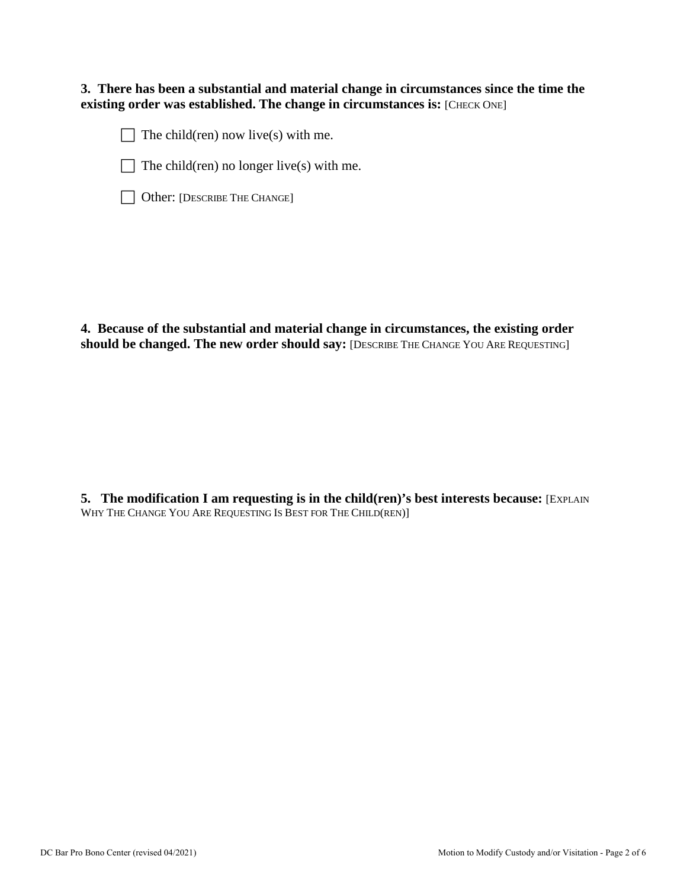**3. There has been a substantial and material change in circumstances since the time the existing order was established. The change in circumstances is:** [CHECK ONE]

☐ The child(ren) now live(s) with me.

☐ The child(ren) no longer live(s) with me.

☐ Other: [DESCRIBE THE CHANGE]

**4. Because of the substantial and material change in circumstances, the existing order should be changed. The new order should say:** [DESCRIBE THE CHANGE YOU ARE REQUESTING]

**5. The modification I am requesting is in the child(ren)'s best interests because:** [EXPLAIN WHY THE CHANGE YOU ARE REQUESTING IS BEST FOR THE CHILD(REN)]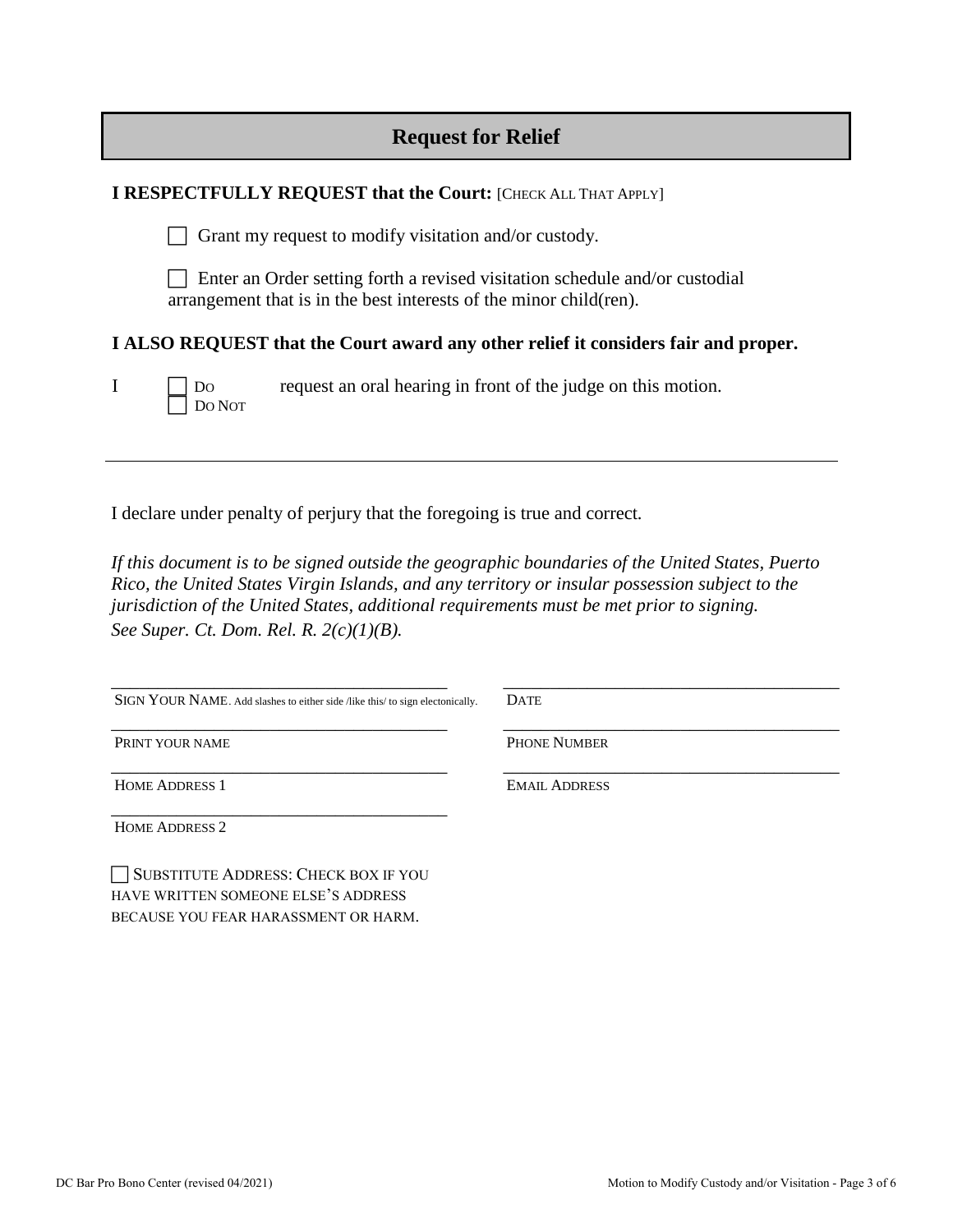## Request for Relief

**I RESPECTFULLY REQUEST that the Court:** [CHECK ALL THAT APPLY]

☐ Grant my request to modify visitation and/or custody.

☐ Enter an Order setting forth a revised visitation schedule and/or custodial arrangement that is in the best interests of the minor child(ren).

**I ALSO REQUEST that the Court award any other relief it considers fair and proper.**

I ☐ DO ☐ DO NOT request an oral hearing in front of the judge on this motion.

---

I declare under penalty of perjury that the foregoing is true and correct.

*If this document is to be signed outside the geographic boundaries of the United States, Puerto Rico, the United States Virgin Islands, and any territory or insular possession subject to the jurisdiction of the United States, additional requirements must be met prior to signing. See Super. Ct. Dom. Rel. R. 2(c)(1)(B).*

\_\_\_\_\_\_\_\_\_\_\_\_\_\_\_\_\_\_\_\_\_\_\_\_\_\_\_\_\_\_\_\_\_\_\_\_\_\_\_\_
SIGN YOUR NAME. Add slashes to either side /like this/ to sign electonically.

\_\_\_\_\_\_\_\_\_\_\_\_\_\_\_\_\_\_\_\_\_\_\_\_\_\_\_\_\_\_\_\_\_\_\_\_\_\_\_\_
DATE

\_\_\_\_\_\_\_\_\_\_\_\_\_\_\_\_\_\_\_\_\_\_\_\_\_\_\_\_\_\_\_\_\_\_\_\_\_\_\_\_
PRINT YOUR NAME

\_\_\_\_\_\_\_\_\_\_\_\_\_\_\_\_\_\_\_\_\_\_\_\_\_\_\_\_\_\_\_\_\_\_\_\_\_\_\_\_
PHONE NUMBER

\_\_\_\_\_\_\_\_\_\_\_\_\_\_\_\_\_\_\_\_\_\_\_\_\_\_\_\_\_\_\_\_\_\_\_\_\_\_\_\_
HOME ADDRESS 1

\_\_\_\_\_\_\_\_\_\_\_\_\_\_\_\_\_\_\_\_\_\_\_\_\_\_\_\_\_\_\_\_\_\_\_\_\_\_\_\_
EMAIL ADDRESS

\_\_\_\_\_\_\_\_\_\_\_\_\_\_\_\_\_\_\_\_\_\_\_\_\_\_\_\_\_\_\_\_\_\_\_\_\_\_\_\_
HOME ADDRESS 2

☐ SUBSTITUTE ADDRESS: CHECK BOX IF YOU HAVE WRITTEN SOMEONE ELSE'S ADDRESS BECAUSE YOU FEAR HARASSMENT OR HARM.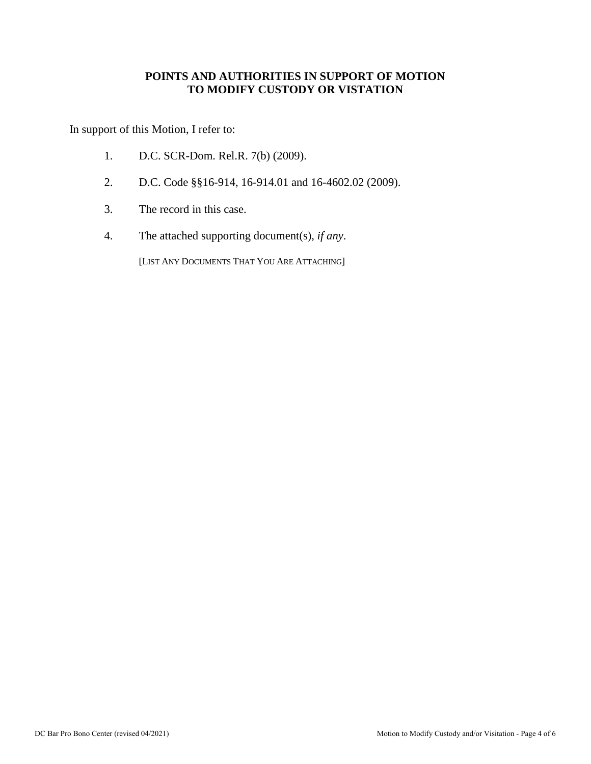**POINTS AND AUTHORITIES IN SUPPORT OF MOTION TO MODIFY CUSTODY OR VISTATION**

In support of this Motion, I refer to:

1. D.C. SCR-Dom. Rel.R. 7(b) (2009).
2. D.C. Code §§16-914, 16-914.01 and 16-4602.02 (2009).
3. The record in this case.
4. The attached supporting document(s), *if any*.

   [LIST ANY DOCUMENTS THAT YOU ARE ATTACHING]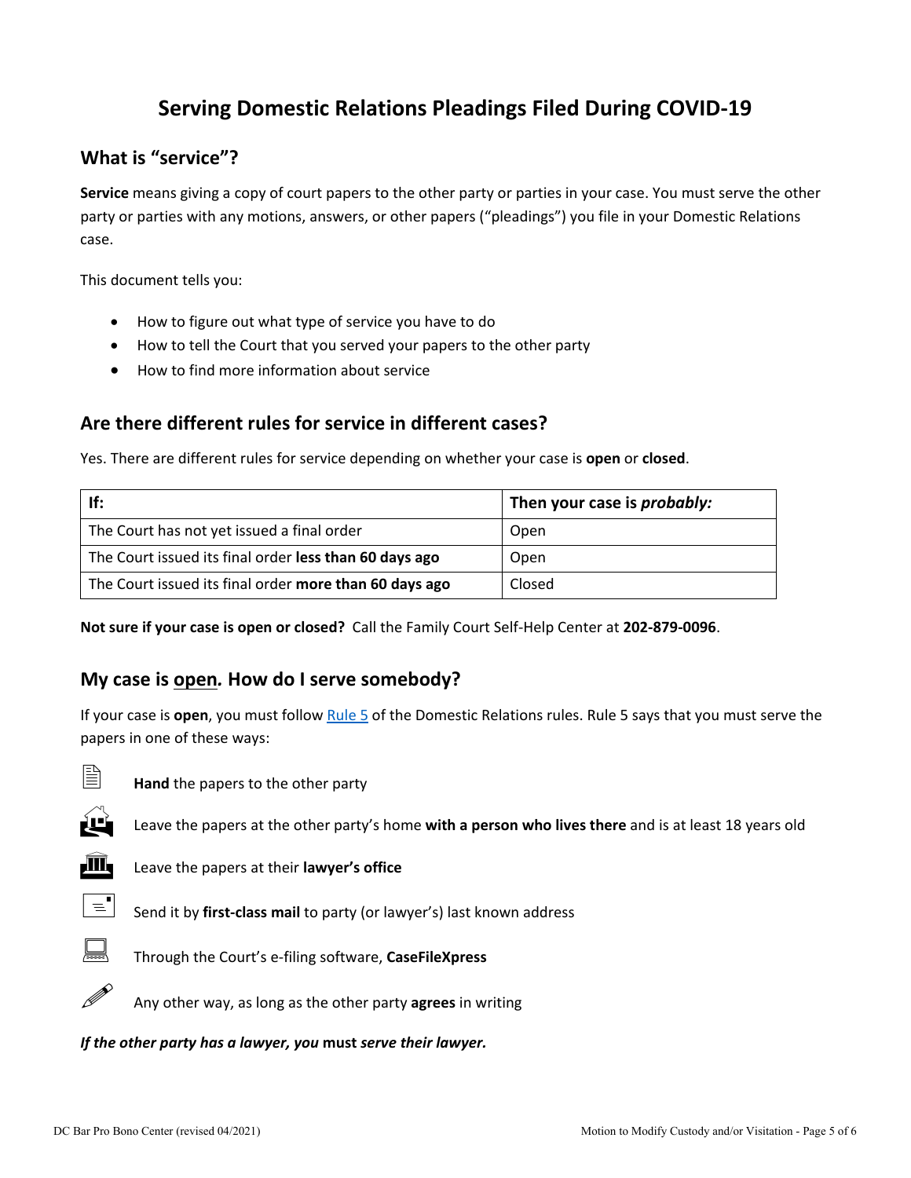# Serving Domestic Relations Pleadings Filed During COVID-19

## What is "service"?

**Service** means giving a copy of court papers to the other party or parties in your case. You must serve the other party or parties with any motions, answers, or other papers ("pleadings") you file in your Domestic Relations case.

This document tells you:

- How to figure out what type of service you have to do
- How to tell the Court that you served your papers to the other party
- How to find more information about service

## Are there different rules for service in different cases?

Yes. There are different rules for service depending on whether your case is **open** or **closed**.

| If: | Then your case is ***probably:*** |
|---|---|
| The Court has not yet issued a final order | Open |
| The Court issued its final order **less than 60 days ago** | Open |
| The Court issued its final order **more than 60 days ago** | Closed |

**Not sure if your case is open or closed?** Call the Family Court Self-Help Center at **202-879-0096**.

## My case is open. How do I serve somebody?

If your case is **open**, you must follow Rule 5 of the Domestic Relations rules. Rule 5 says that you must serve the papers in one of these ways:

- **Hand** the papers to the other party
- Leave the papers at the other party's home **with a person who lives there** and is at least 18 years old
- Leave the papers at their **lawyer's office**
- Send it by **first-class mail** to party (or lawyer's) last known address
- Through the Court's e-filing software, **CaseFileXpress**
- Any other way, as long as the other party **agrees** in writing

***If the other party has a lawyer, you* must *serve their lawyer.***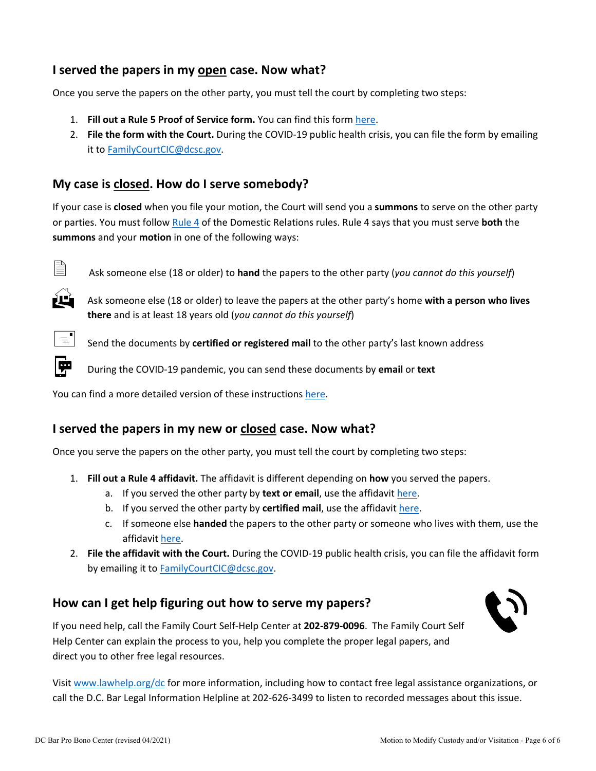## I served the papers in my open case. Now what?

Once you serve the papers on the other party, you must tell the court by completing two steps:

1. **Fill out a Rule 5 Proof of Service form.** You can find this form here.
2. **File the form with the Court.** During the COVID-19 public health crisis, you can file the form by emailing it to FamilyCourtCIC@dcsc.gov.

## My case is closed. How do I serve somebody?

If your case is **closed** when you file your motion, the Court will send you a **summons** to serve on the other party or parties. You must follow Rule 4 of the Domestic Relations rules. Rule 4 says that you must serve **both** the **summons** and your **motion** in one of the following ways:

- Ask someone else (18 or older) to **hand** the papers to the other party (*you cannot do this yourself*)
- Ask someone else (18 or older) to leave the papers at the other party's home **with a person who lives there** and is at least 18 years old (*you cannot do this yourself*)
- Send the documents by **certified or registered mail** to the other party's last known address
- During the COVID-19 pandemic, you can send these documents by **email** or **text**

You can find a more detailed version of these instructions here.

## I served the papers in my new or closed case. Now what?

Once you serve the papers on the other party, you must tell the court by completing two steps:

1. **Fill out a Rule 4 affidavit.** The affidavit is different depending on **how** you served the papers.
   a. If you served the other party by **text or email**, use the affidavit here.
   b. If you served the other party by **certified mail**, use the affidavit here.
   c. If someone else **handed** the papers to the other party or someone who lives with them, use the affidavit here.
2. **File the affidavit with the Court.** During the COVID-19 public health crisis, you can file the affidavit form by emailing it to FamilyCourtCIC@dcsc.gov.

## How can I get help figuring out how to serve my papers?

If you need help, call the Family Court Self-Help Center at **202-879-0096**. The Family Court Self Help Center can explain the process to you, help you complete the proper legal papers, and direct you to other free legal resources.

Visit www.lawhelp.org/dc for more information, including how to contact free legal assistance organizations, or call the D.C. Bar Legal Information Helpline at 202-626-3499 to listen to recorded messages about this issue.